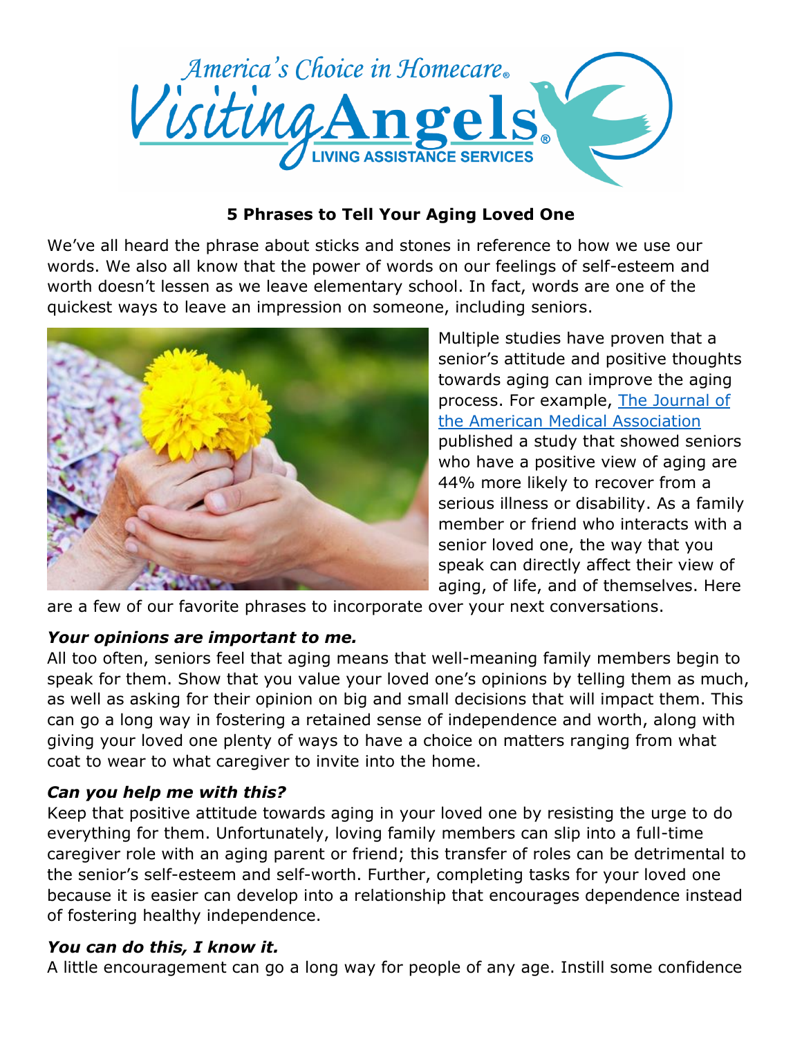America's Choice in Homecare® Visiting Angels® LIVING ASSISTANCE SERVICES

# 5 Phrases to Tell Your Aging Loved One

We've all heard the phrase about sticks and stones in reference to how we use our words. We also all know that the power of words on our feelings of self-esteem and worth doesn't lessen as we leave elementary school. In fact, words are one of the quickest ways to leave an impression on someone, including seniors.

Multiple studies have proven that a senior's attitude and positive thoughts towards aging can improve the aging process. For example, [The Journal of the American Medical Association] published a study that showed seniors who have a positive view of aging are 44% more likely to recover from a serious illness or disability. As a family member or friend who interacts with a senior loved one, the way that you speak can directly affect their view of aging, of life, and of themselves. Here are a few of our favorite phrases to incorporate over your next conversations.

### *Your opinions are important to me.*

All too often, seniors feel that aging means that well-meaning family members begin to speak for them. Show that you value your loved one's opinions by telling them as much, as well as asking for their opinion on big and small decisions that will impact them. This can go a long way in fostering a retained sense of independence and worth, along with giving your loved one plenty of ways to have a choice on matters ranging from what coat to wear to what caregiver to invite into the home.

### *Can you help me with this?*

Keep that positive attitude towards aging in your loved one by resisting the urge to do everything for them. Unfortunately, loving family members can slip into a full-time caregiver role with an aging parent or friend; this transfer of roles can be detrimental to the senior's self-esteem and self-worth. Further, completing tasks for your loved one because it is easier can develop into a relationship that encourages dependence instead of fostering healthy independence.

### *You can do this, I know it.*

A little encouragement can go a long way for people of any age. Instill some confidence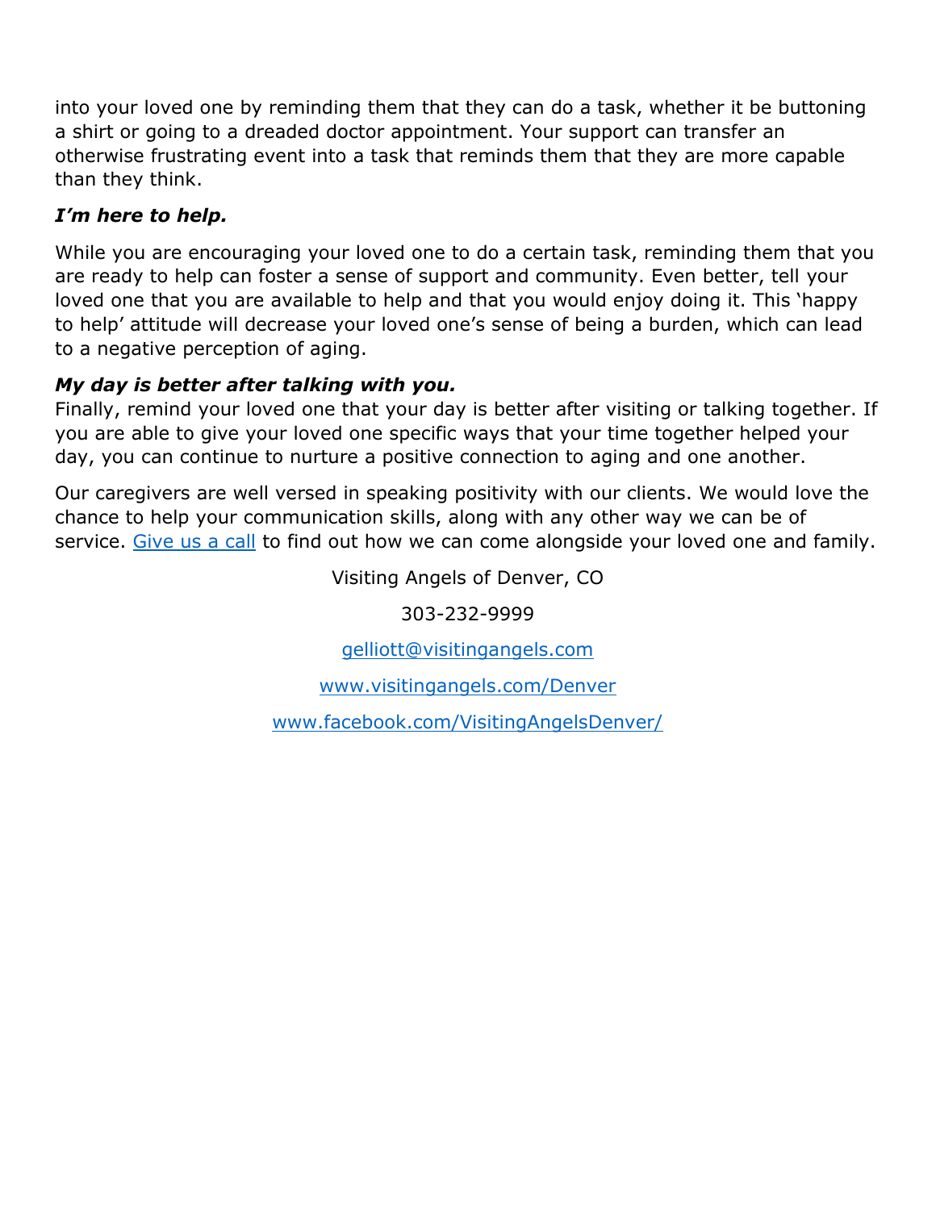into your loved one by reminding them that they can do a task, whether it be buttoning a shirt or going to a dreaded doctor appointment. Your support can transfer an otherwise frustrating event into a task that reminds them that they are more capable than they think.

***I'm here to help.***

While you are encouraging your loved one to do a certain task, reminding them that you are ready to help can foster a sense of support and community. Even better, tell your loved one that you are available to help and that you would enjoy doing it. This 'happy to help' attitude will decrease your loved one's sense of being a burden, which can lead to a negative perception of aging.

***My day is better after talking with you.***

Finally, remind your loved one that your day is better after visiting or talking together. If you are able to give your loved one specific ways that your time together helped your day, you can continue to nurture a positive connection to aging and one another.

Our caregivers are well versed in speaking positivity with our clients. We would love the chance to help your communication skills, along with any other way we can be of service. [Give us a call] to find out how we can come alongside your loved one and family.

Visiting Angels of Denver, CO

303-232-9999

gelliott@visitingangels.com

www.visitingangels.com/Denver

www.facebook.com/VisitingAngelsDenver/